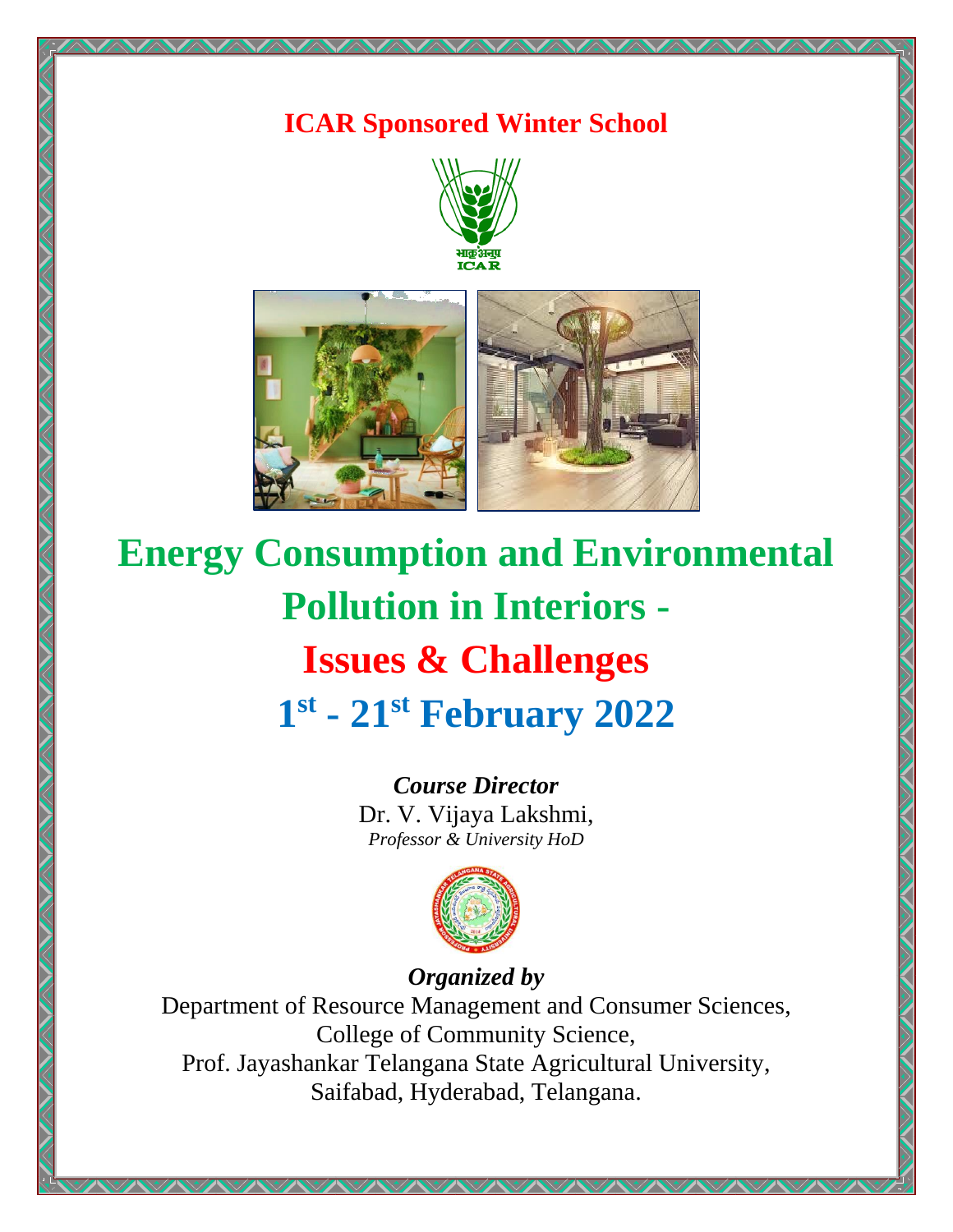**ICAR Sponsored Winter School**

# Energy Consumption and Environmental Pollution in Interiors - Issues & Challenges

## 1st - 21st February 2022

***Course Director***

Dr. V. Vijaya Lakshmi,

*Professor & University HoD*

***Organized by***

Department of Resource Management and Consumer Sciences,
College of Community Science,
Prof. Jayashankar Telangana State Agricultural University,
Saifabad, Hyderabad, Telangana.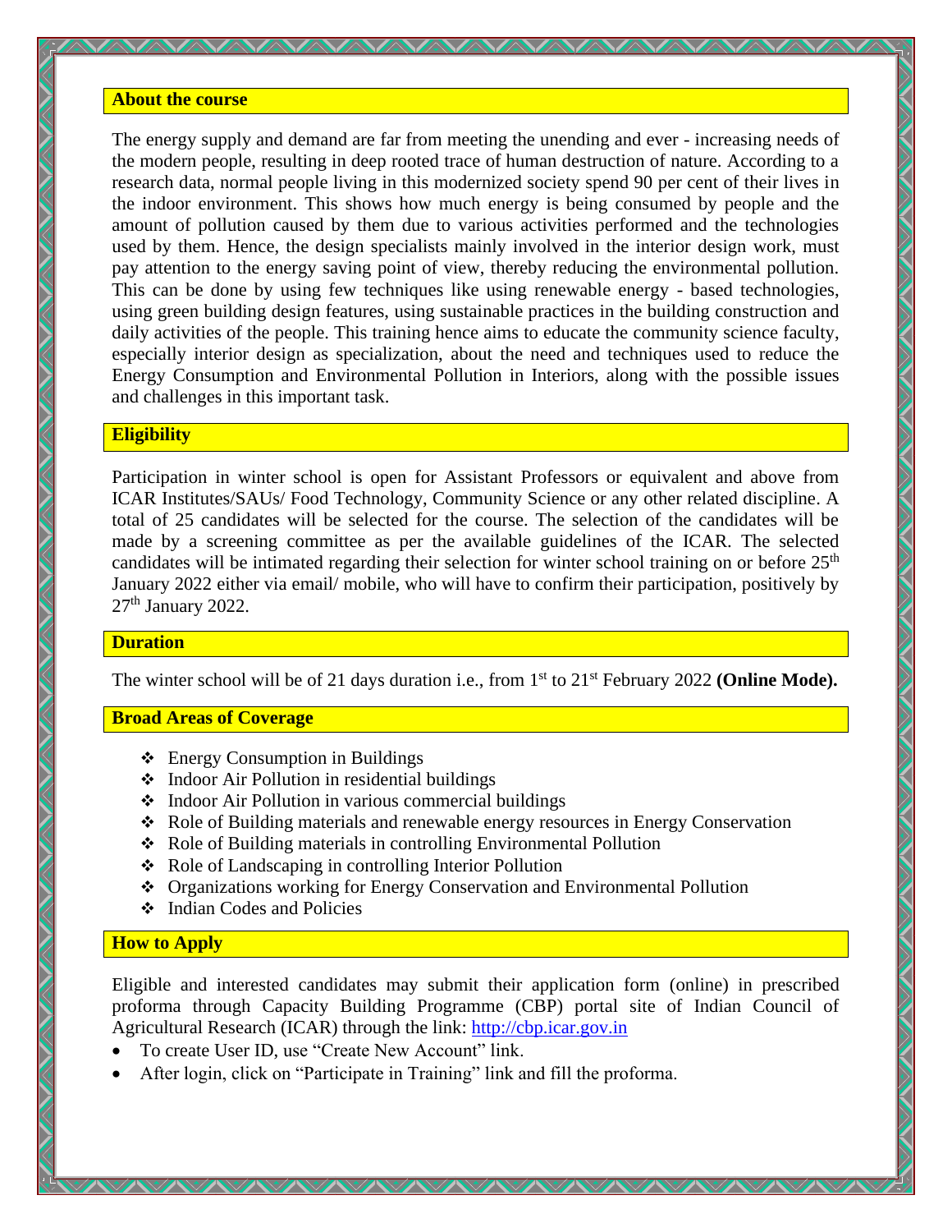## About the course

The energy supply and demand are far from meeting the unending and ever - increasing needs of the modern people, resulting in deep rooted trace of human destruction of nature. According to a research data, normal people living in this modernized society spend 90 per cent of their lives in the indoor environment. This shows how much energy is being consumed by people and the amount of pollution caused by them due to various activities performed and the technologies used by them. Hence, the design specialists mainly involved in the interior design work, must pay attention to the energy saving point of view, thereby reducing the environmental pollution. This can be done by using few techniques like using renewable energy - based technologies, using green building design features, using sustainable practices in the building construction and daily activities of the people. This training hence aims to educate the community science faculty, especially interior design as specialization, about the need and techniques used to reduce the Energy Consumption and Environmental Pollution in Interiors, along with the possible issues and challenges in this important task.

## Eligibility

Participation in winter school is open for Assistant Professors or equivalent and above from ICAR Institutes/SAUs/ Food Technology, Community Science or any other related discipline. A total of 25 candidates will be selected for the course. The selection of the candidates will be made by a screening committee as per the available guidelines of the ICAR. The selected candidates will be intimated regarding their selection for winter school training on or before 25th January 2022 either via email/ mobile, who will have to confirm their participation, positively by 27th January 2022.

## Duration

The winter school will be of 21 days duration i.e., from 1st to 21st February 2022 **(Online Mode).**

## Broad Areas of Coverage

- Energy Consumption in Buildings
- Indoor Air Pollution in residential buildings
- Indoor Air Pollution in various commercial buildings
- Role of Building materials and renewable energy resources in Energy Conservation
- Role of Building materials in controlling Environmental Pollution
- Role of Landscaping in controlling Interior Pollution
- Organizations working for Energy Conservation and Environmental Pollution
- Indian Codes and Policies

## How to Apply

Eligible and interested candidates may submit their application form (online) in prescribed proforma through Capacity Building Programme (CBP) portal site of Indian Council of Agricultural Research (ICAR) through the link: http://cbp.icar.gov.in

- To create User ID, use "Create New Account" link.
- After login, click on "Participate in Training" link and fill the proforma.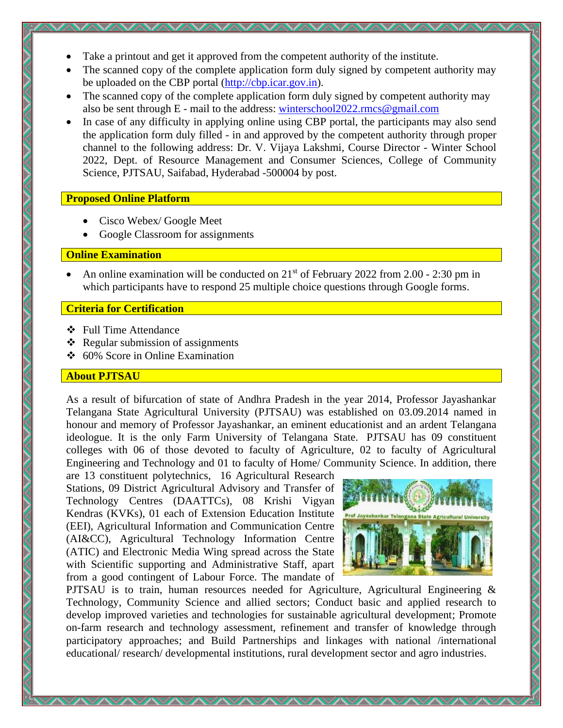- Take a printout and get it approved from the competent authority of the institute.
- The scanned copy of the complete application form duly signed by competent authority may be uploaded on the CBP portal (http://cbp.icar.gov.in).
- The scanned copy of the complete application form duly signed by competent authority may also be sent through E - mail to the address: winterschool2022.rmcs@gmail.com
- In case of any difficulty in applying online using CBP portal, the participants may also send the application form duly filled - in and approved by the competent authority through proper channel to the following address: Dr. V. Vijaya Lakshmi, Course Director - Winter School 2022, Dept. of Resource Management and Consumer Sciences, College of Community Science, PJTSAU, Saifabad, Hyderabad -500004 by post.

## Proposed Online Platform

- Cisco Webex/ Google Meet
- Google Classroom for assignments

## Online Examination

- An online examination will be conducted on 21st of February 2022 from 2.00 - 2:30 pm in which participants have to respond 25 multiple choice questions through Google forms.

## Criteria for Certification

- Full Time Attendance
- Regular submission of assignments
- 60% Score in Online Examination

## About PJTSAU

As a result of bifurcation of state of Andhra Pradesh in the year 2014, Professor Jayashankar Telangana State Agricultural University (PJTSAU) was established on 03.09.2014 named in honour and memory of Professor Jayashankar, an eminent educationist and an ardent Telangana ideologue. It is the only Farm University of Telangana State. PJTSAU has 09 constituent colleges with 06 of those devoted to faculty of Agriculture, 02 to faculty of Agricultural Engineering and Technology and 01 to faculty of Home/ Community Science. In addition, there are 13 constituent polytechnics, 16 Agricultural Research Stations, 09 District Agricultural Advisory and Transfer of Technology Centres (DAATTCs), 08 Krishi Vigyan Kendras (KVKs), 01 each of Extension Education Institute (EEI), Agricultural Information and Communication Centre (AI&CC), Agricultural Technology Information Centre (ATIC) and Electronic Media Wing spread across the State with Scientific supporting and Administrative Staff, apart from a good contingent of Labour Force. The mandate of PJTSAU is to train, human resources needed for Agriculture, Agricultural Engineering & Technology, Community Science and allied sectors; Conduct basic and applied research to develop improved varieties and technologies for sustainable agricultural development; Promote on-farm research and technology assessment, refinement and transfer of knowledge through participatory approaches; and Build Partnerships and linkages with national /international educational/ research/ developmental institutions, rural development sector and agro industries.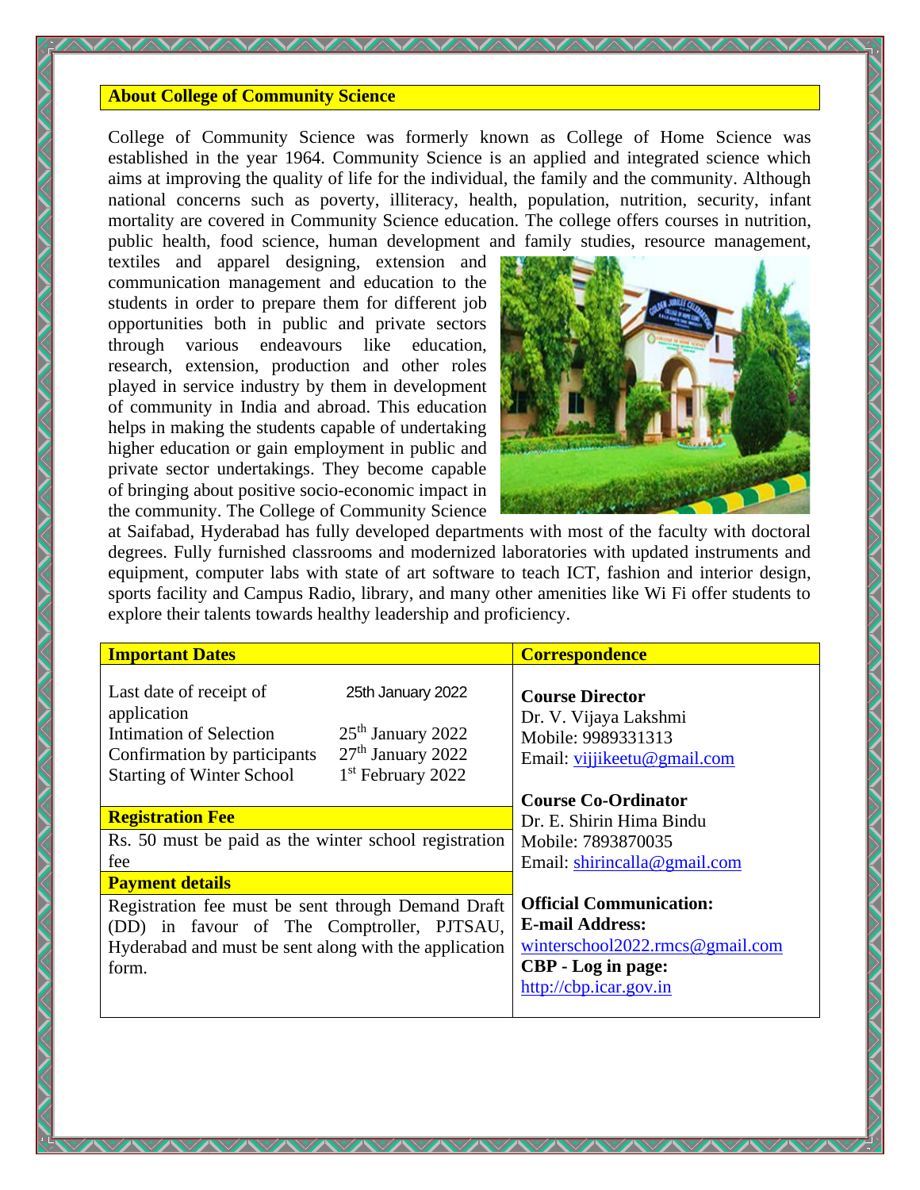## About College of Community Science

College of Community Science was formerly known as College of Home Science was established in the year 1964. Community Science is an applied and integrated science which aims at improving the quality of life for the individual, the family and the community. Although national concerns such as poverty, illiteracy, health, population, nutrition, security, infant mortality are covered in Community Science education. The college offers courses in nutrition, public health, food science, human development and family studies, resource management, textiles and apparel designing, extension and communication management and education to the students in order to prepare them for different job opportunities both in public and private sectors through various endeavours like education, research, extension, production and other roles played in service industry by them in development of community in India and abroad. This education helps in making the students capable of undertaking higher education or gain employment in public and private sector undertakings. They become capable of bringing about positive socio-economic impact in the community. The College of Community Science at Saifabad, Hyderabad has fully developed departments with most of the faculty with doctoral degrees. Fully furnished classrooms and modernized laboratories with updated instruments and equipment, computer labs with state of art software to teach ICT, fashion and interior design, sports facility and Campus Radio, library, and many other amenities like Wi Fi offer students to explore their talents towards healthy leadership and proficiency.

## Important Dates

| | |
|---|---|
| Last date of receipt of application | 25th January 2022 |
| Intimation of Selection | 25th January 2022 |
| Confirmation by participants | 27th January 2022 |
| Starting of Winter School | 1st February 2022 |

## Registration Fee

Rs. 50 must be paid as the winter school registration fee

## Payment details

Registration fee must be sent through Demand Draft (DD) in favour of The Comptroller, PJTSAU, Hyderabad and must be sent along with the application form.

## Correspondence

**Course Director**
Dr. V. Vijaya Lakshmi
Mobile: 9989331313
Email: vijjikeetu@gmail.com

**Course Co-Ordinator**
Dr. E. Shirin Hima Bindu
Mobile: 7893870035
Email: shirincalla@gmail.com

**Official Communication:**
**E-mail Address:**
winterschool2022.rmcs@gmail.com
**CBP - Log in page:**
http://cbp.icar.gov.in